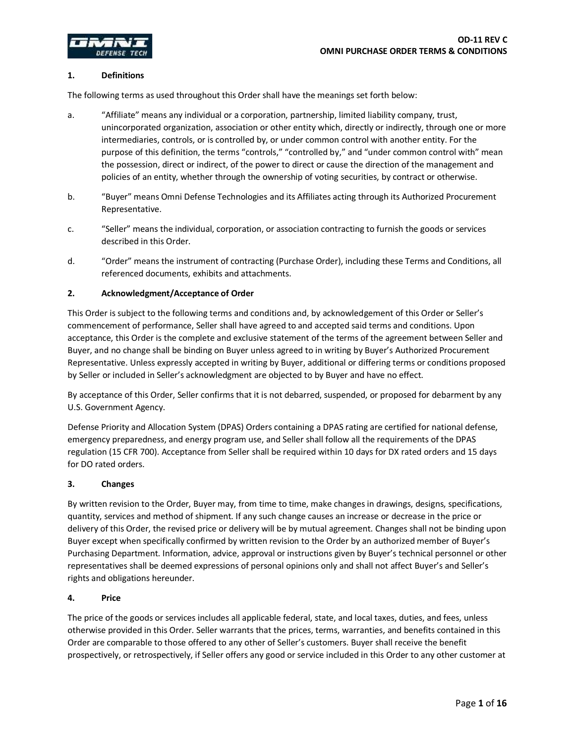# OD-11 REV C
# OMNI PURCHASE ORDER TERMS & CONDITIONS

## 1. Definitions

The following terms as used throughout this Order shall have the meanings set forth below:

a. "Affiliate" means any individual or a corporation, partnership, limited liability company, trust, unincorporated organization, association or other entity which, directly or indirectly, through one or more intermediaries, controls, or is controlled by, or under common control with another entity. For the purpose of this definition, the terms "controls," "controlled by," and "under common control with" mean the possession, direct or indirect, of the power to direct or cause the direction of the management and policies of an entity, whether through the ownership of voting securities, by contract or otherwise.

b. "Buyer" means Omni Defense Technologies and its Affiliates acting through its Authorized Procurement Representative.

c. "Seller" means the individual, corporation, or association contracting to furnish the goods or services described in this Order.

d. "Order" means the instrument of contracting (Purchase Order), including these Terms and Conditions, all referenced documents, exhibits and attachments.

## 2. Acknowledgment/Acceptance of Order

This Order is subject to the following terms and conditions and, by acknowledgement of this Order or Seller's commencement of performance, Seller shall have agreed to and accepted said terms and conditions. Upon acceptance, this Order is the complete and exclusive statement of the terms of the agreement between Seller and Buyer, and no change shall be binding on Buyer unless agreed to in writing by Buyer's Authorized Procurement Representative. Unless expressly accepted in writing by Buyer, additional or differing terms or conditions proposed by Seller or included in Seller's acknowledgment are objected to by Buyer and have no effect.

By acceptance of this Order, Seller confirms that it is not debarred, suspended, or proposed for debarment by any U.S. Government Agency.

Defense Priority and Allocation System (DPAS) Orders containing a DPAS rating are certified for national defense, emergency preparedness, and energy program use, and Seller shall follow all the requirements of the DPAS regulation (15 CFR 700). Acceptance from Seller shall be required within 10 days for DX rated orders and 15 days for DO rated orders.

## 3. Changes

By written revision to the Order, Buyer may, from time to time, make changes in drawings, designs, specifications, quantity, services and method of shipment. If any such change causes an increase or decrease in the price or delivery of this Order, the revised price or delivery will be by mutual agreement. Changes shall not be binding upon Buyer except when specifically confirmed by written revision to the Order by an authorized member of Buyer's Purchasing Department. Information, advice, approval or instructions given by Buyer's technical personnel or other representatives shall be deemed expressions of personal opinions only and shall not affect Buyer's and Seller's rights and obligations hereunder.

## 4. Price

The price of the goods or services includes all applicable federal, state, and local taxes, duties, and fees, unless otherwise provided in this Order. Seller warrants that the prices, terms, warranties, and benefits contained in this Order are comparable to those offered to any other of Seller's customers. Buyer shall receive the benefit prospectively, or retrospectively, if Seller offers any good or service included in this Order to any other customer at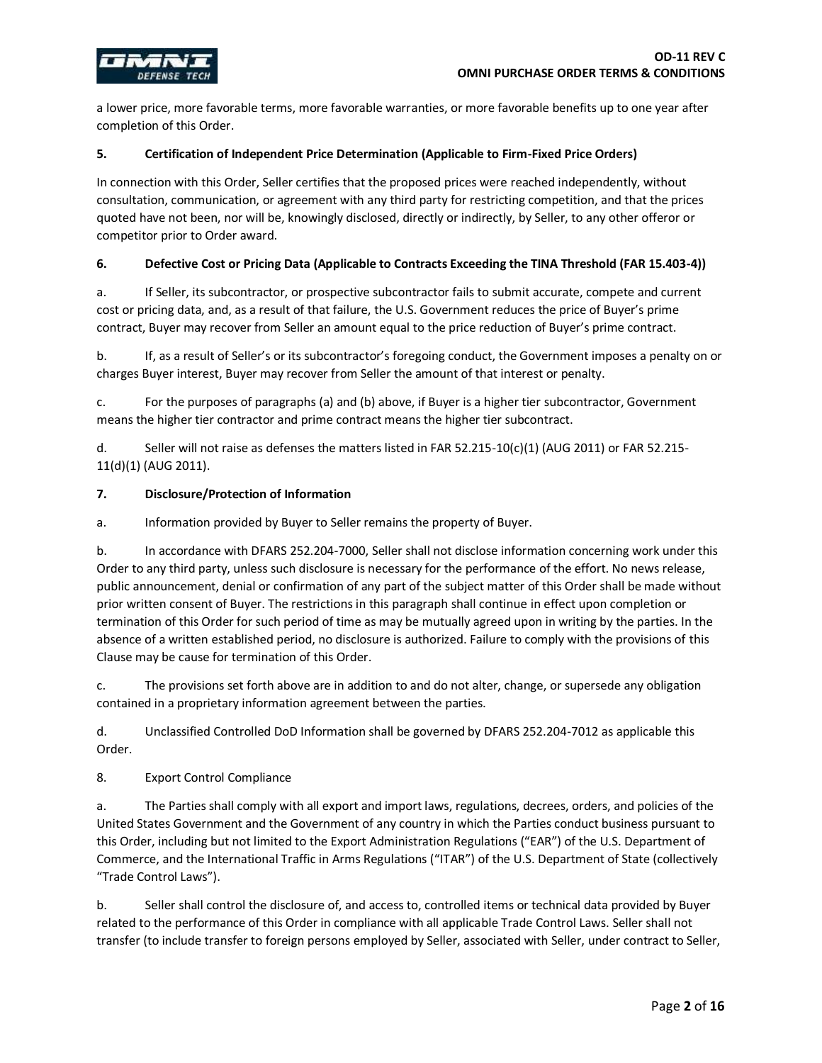a lower price, more favorable terms, more favorable warranties, or more favorable benefits up to one year after completion of this Order.

**5. Certification of Independent Price Determination (Applicable to Firm-Fixed Price Orders)**

In connection with this Order, Seller certifies that the proposed prices were reached independently, without consultation, communication, or agreement with any third party for restricting competition, and that the prices quoted have not been, nor will be, knowingly disclosed, directly or indirectly, by Seller, to any other offeror or competitor prior to Order award.

**6. Defective Cost or Pricing Data (Applicable to Contracts Exceeding the TINA Threshold (FAR 15.403-4))**

a. If Seller, its subcontractor, or prospective subcontractor fails to submit accurate, compete and current cost or pricing data, and, as a result of that failure, the U.S. Government reduces the price of Buyer's prime contract, Buyer may recover from Seller an amount equal to the price reduction of Buyer's prime contract.

b. If, as a result of Seller's or its subcontractor's foregoing conduct, the Government imposes a penalty on or charges Buyer interest, Buyer may recover from Seller the amount of that interest or penalty.

c. For the purposes of paragraphs (a) and (b) above, if Buyer is a higher tier subcontractor, Government means the higher tier contractor and prime contract means the higher tier subcontract.

d. Seller will not raise as defenses the matters listed in FAR 52.215-10(c)(1) (AUG 2011) or FAR 52.215-11(d)(1) (AUG 2011).

**7. Disclosure/Protection of Information**

a. Information provided by Buyer to Seller remains the property of Buyer.

b. In accordance with DFARS 252.204-7000, Seller shall not disclose information concerning work under this Order to any third party, unless such disclosure is necessary for the performance of the effort. No news release, public announcement, denial or confirmation of any part of the subject matter of this Order shall be made without prior written consent of Buyer. The restrictions in this paragraph shall continue in effect upon completion or termination of this Order for such period of time as may be mutually agreed upon in writing by the parties. In the absence of a written established period, no disclosure is authorized. Failure to comply with the provisions of this Clause may be cause for termination of this Order.

c. The provisions set forth above are in addition to and do not alter, change, or supersede any obligation contained in a proprietary information agreement between the parties.

d. Unclassified Controlled DoD Information shall be governed by DFARS 252.204-7012 as applicable this Order.

8. Export Control Compliance

a. The Parties shall comply with all export and import laws, regulations, decrees, orders, and policies of the United States Government and the Government of any country in which the Parties conduct business pursuant to this Order, including but not limited to the Export Administration Regulations ("EAR") of the U.S. Department of Commerce, and the International Traffic in Arms Regulations ("ITAR") of the U.S. Department of State (collectively "Trade Control Laws").

b. Seller shall control the disclosure of, and access to, controlled items or technical data provided by Buyer related to the performance of this Order in compliance with all applicable Trade Control Laws. Seller shall not transfer (to include transfer to foreign persons employed by Seller, associated with Seller, under contract to Seller,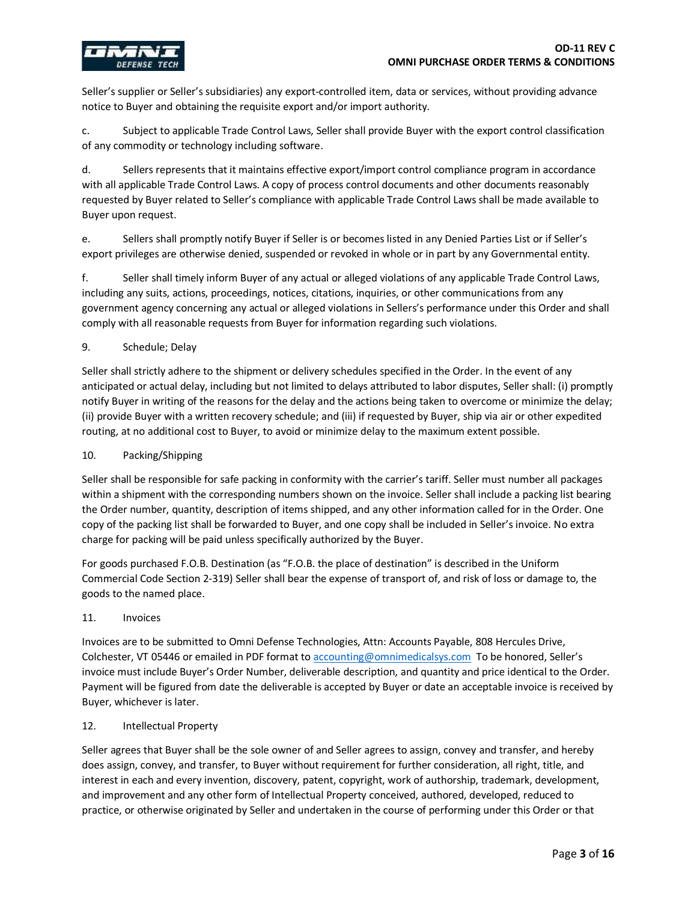Seller's supplier or Seller's subsidiaries) any export-controlled item, data or services, without providing advance notice to Buyer and obtaining the requisite export and/or import authority.

c. Subject to applicable Trade Control Laws, Seller shall provide Buyer with the export control classification of any commodity or technology including software.

d. Sellers represents that it maintains effective export/import control compliance program in accordance with all applicable Trade Control Laws. A copy of process control documents and other documents reasonably requested by Buyer related to Seller's compliance with applicable Trade Control Laws shall be made available to Buyer upon request.

e. Sellers shall promptly notify Buyer if Seller is or becomes listed in any Denied Parties List or if Seller's export privileges are otherwise denied, suspended or revoked in whole or in part by any Governmental entity.

f. Seller shall timely inform Buyer of any actual or alleged violations of any applicable Trade Control Laws, including any suits, actions, proceedings, notices, citations, inquiries, or other communications from any government agency concerning any actual or alleged violations in Sellers's performance under this Order and shall comply with all reasonable requests from Buyer for information regarding such violations.

9. Schedule; Delay

Seller shall strictly adhere to the shipment or delivery schedules specified in the Order. In the event of any anticipated or actual delay, including but not limited to delays attributed to labor disputes, Seller shall: (i) promptly notify Buyer in writing of the reasons for the delay and the actions being taken to overcome or minimize the delay; (ii) provide Buyer with a written recovery schedule; and (iii) if requested by Buyer, ship via air or other expedited routing, at no additional cost to Buyer, to avoid or minimize delay to the maximum extent possible.

10. Packing/Shipping

Seller shall be responsible for safe packing in conformity with the carrier's tariff. Seller must number all packages within a shipment with the corresponding numbers shown on the invoice. Seller shall include a packing list bearing the Order number, quantity, description of items shipped, and any other information called for in the Order. One copy of the packing list shall be forwarded to Buyer, and one copy shall be included in Seller's invoice. No extra charge for packing will be paid unless specifically authorized by the Buyer.

For goods purchased F.O.B. Destination (as "F.O.B. the place of destination" is described in the Uniform Commercial Code Section 2-319) Seller shall bear the expense of transport of, and risk of loss or damage to, the goods to the named place.

11. Invoices

Invoices are to be submitted to Omni Defense Technologies, Attn: Accounts Payable, 808 Hercules Drive, Colchester, VT 05446 or emailed in PDF format to accounting@omnimedicalsys.com To be honored, Seller's invoice must include Buyer's Order Number, deliverable description, and quantity and price identical to the Order. Payment will be figured from date the deliverable is accepted by Buyer or date an acceptable invoice is received by Buyer, whichever is later.

12. Intellectual Property

Seller agrees that Buyer shall be the sole owner of and Seller agrees to assign, convey and transfer, and hereby does assign, convey, and transfer, to Buyer without requirement for further consideration, all right, title, and interest in each and every invention, discovery, patent, copyright, work of authorship, trademark, development, and improvement and any other form of Intellectual Property conceived, authored, developed, reduced to practice, or otherwise originated by Seller and undertaken in the course of performing under this Order or that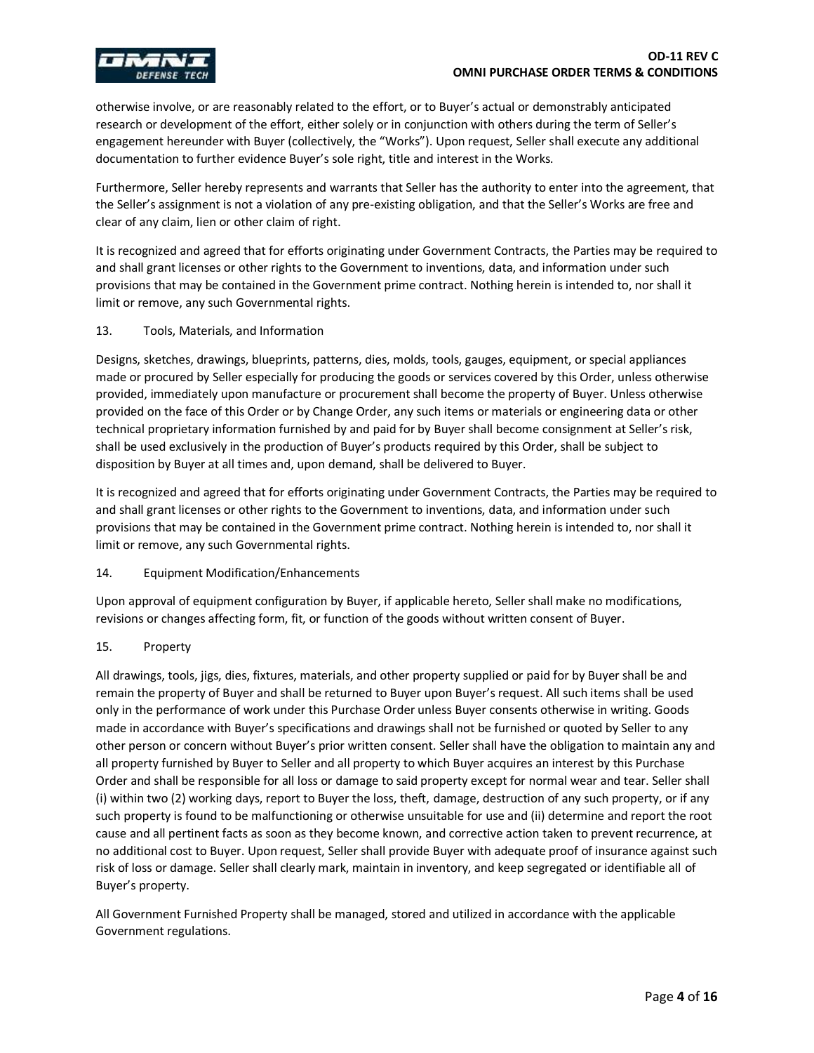otherwise involve, or are reasonably related to the effort, or to Buyer's actual or demonstrably anticipated research or development of the effort, either solely or in conjunction with others during the term of Seller's engagement hereunder with Buyer (collectively, the "Works"). Upon request, Seller shall execute any additional documentation to further evidence Buyer's sole right, title and interest in the Works.

Furthermore, Seller hereby represents and warrants that Seller has the authority to enter into the agreement, that the Seller's assignment is not a violation of any pre-existing obligation, and that the Seller's Works are free and clear of any claim, lien or other claim of right.

It is recognized and agreed that for efforts originating under Government Contracts, the Parties may be required to and shall grant licenses or other rights to the Government to inventions, data, and information under such provisions that may be contained in the Government prime contract. Nothing herein is intended to, nor shall it limit or remove, any such Governmental rights.

## 13. Tools, Materials, and Information

Designs, sketches, drawings, blueprints, patterns, dies, molds, tools, gauges, equipment, or special appliances made or procured by Seller especially for producing the goods or services covered by this Order, unless otherwise provided, immediately upon manufacture or procurement shall become the property of Buyer. Unless otherwise provided on the face of this Order or by Change Order, any such items or materials or engineering data or other technical proprietary information furnished by and paid for by Buyer shall become consignment at Seller's risk, shall be used exclusively in the production of Buyer's products required by this Order, shall be subject to disposition by Buyer at all times and, upon demand, shall be delivered to Buyer.

It is recognized and agreed that for efforts originating under Government Contracts, the Parties may be required to and shall grant licenses or other rights to the Government to inventions, data, and information under such provisions that may be contained in the Government prime contract. Nothing herein is intended to, nor shall it limit or remove, any such Governmental rights.

## 14. Equipment Modification/Enhancements

Upon approval of equipment configuration by Buyer, if applicable hereto, Seller shall make no modifications, revisions or changes affecting form, fit, or function of the goods without written consent of Buyer.

## 15. Property

All drawings, tools, jigs, dies, fixtures, materials, and other property supplied or paid for by Buyer shall be and remain the property of Buyer and shall be returned to Buyer upon Buyer's request. All such items shall be used only in the performance of work under this Purchase Order unless Buyer consents otherwise in writing. Goods made in accordance with Buyer's specifications and drawings shall not be furnished or quoted by Seller to any other person or concern without Buyer's prior written consent. Seller shall have the obligation to maintain any and all property furnished by Buyer to Seller and all property to which Buyer acquires an interest by this Purchase Order and shall be responsible for all loss or damage to said property except for normal wear and tear. Seller shall (i) within two (2) working days, report to Buyer the loss, theft, damage, destruction of any such property, or if any such property is found to be malfunctioning or otherwise unsuitable for use and (ii) determine and report the root cause and all pertinent facts as soon as they become known, and corrective action taken to prevent recurrence, at no additional cost to Buyer. Upon request, Seller shall provide Buyer with adequate proof of insurance against such risk of loss or damage. Seller shall clearly mark, maintain in inventory, and keep segregated or identifiable all of Buyer's property.

All Government Furnished Property shall be managed, stored and utilized in accordance with the applicable Government regulations.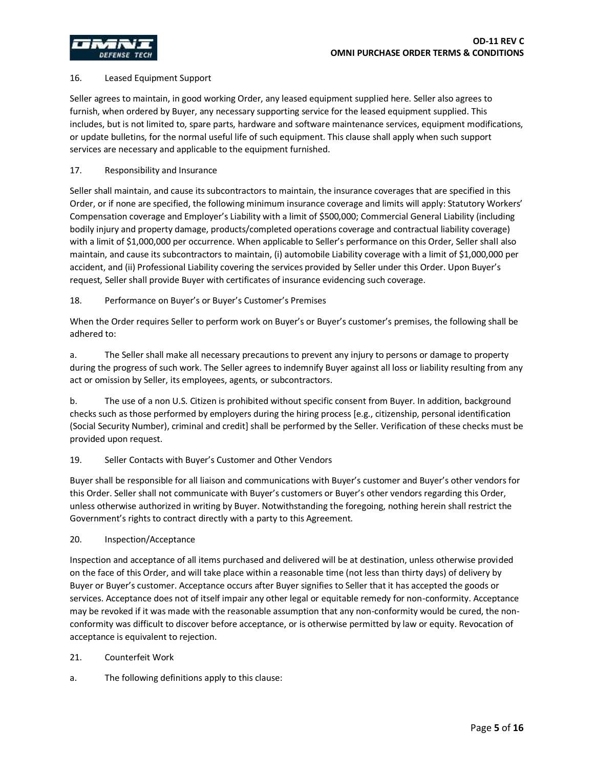16. Leased Equipment Support

Seller agrees to maintain, in good working Order, any leased equipment supplied here. Seller also agrees to furnish, when ordered by Buyer, any necessary supporting service for the leased equipment supplied. This includes, but is not limited to, spare parts, hardware and software maintenance services, equipment modifications, or update bulletins, for the normal useful life of such equipment. This clause shall apply when such support services are necessary and applicable to the equipment furnished.

17. Responsibility and Insurance

Seller shall maintain, and cause its subcontractors to maintain, the insurance coverages that are specified in this Order, or if none are specified, the following minimum insurance coverage and limits will apply: Statutory Workers' Compensation coverage and Employer's Liability with a limit of $500,000; Commercial General Liability (including bodily injury and property damage, products/completed operations coverage and contractual liability coverage) with a limit of $1,000,000 per occurrence. When applicable to Seller's performance on this Order, Seller shall also maintain, and cause its subcontractors to maintain, (i) automobile Liability coverage with a limit of $1,000,000 per accident, and (ii) Professional Liability covering the services provided by Seller under this Order. Upon Buyer's request, Seller shall provide Buyer with certificates of insurance evidencing such coverage.

18. Performance on Buyer's or Buyer's Customer's Premises

When the Order requires Seller to perform work on Buyer's or Buyer's customer's premises, the following shall be adhered to:

a. The Seller shall make all necessary precautions to prevent any injury to persons or damage to property during the progress of such work. The Seller agrees to indemnify Buyer against all loss or liability resulting from any act or omission by Seller, its employees, agents, or subcontractors.

b. The use of a non U.S. Citizen is prohibited without specific consent from Buyer. In addition, background checks such as those performed by employers during the hiring process [e.g., citizenship, personal identification (Social Security Number), criminal and credit] shall be performed by the Seller. Verification of these checks must be provided upon request.

19. Seller Contacts with Buyer's Customer and Other Vendors

Buyer shall be responsible for all liaison and communications with Buyer's customer and Buyer's other vendors for this Order. Seller shall not communicate with Buyer's customers or Buyer's other vendors regarding this Order, unless otherwise authorized in writing by Buyer. Notwithstanding the foregoing, nothing herein shall restrict the Government's rights to contract directly with a party to this Agreement.

20. Inspection/Acceptance

Inspection and acceptance of all items purchased and delivered will be at destination, unless otherwise provided on the face of this Order, and will take place within a reasonable time (not less than thirty days) of delivery by Buyer or Buyer's customer. Acceptance occurs after Buyer signifies to Seller that it has accepted the goods or services. Acceptance does not of itself impair any other legal or equitable remedy for non-conformity. Acceptance may be revoked if it was made with the reasonable assumption that any non-conformity would be cured, the non-conformity was difficult to discover before acceptance, or is otherwise permitted by law or equity. Revocation of acceptance is equivalent to rejection.

21. Counterfeit Work

a. The following definitions apply to this clause: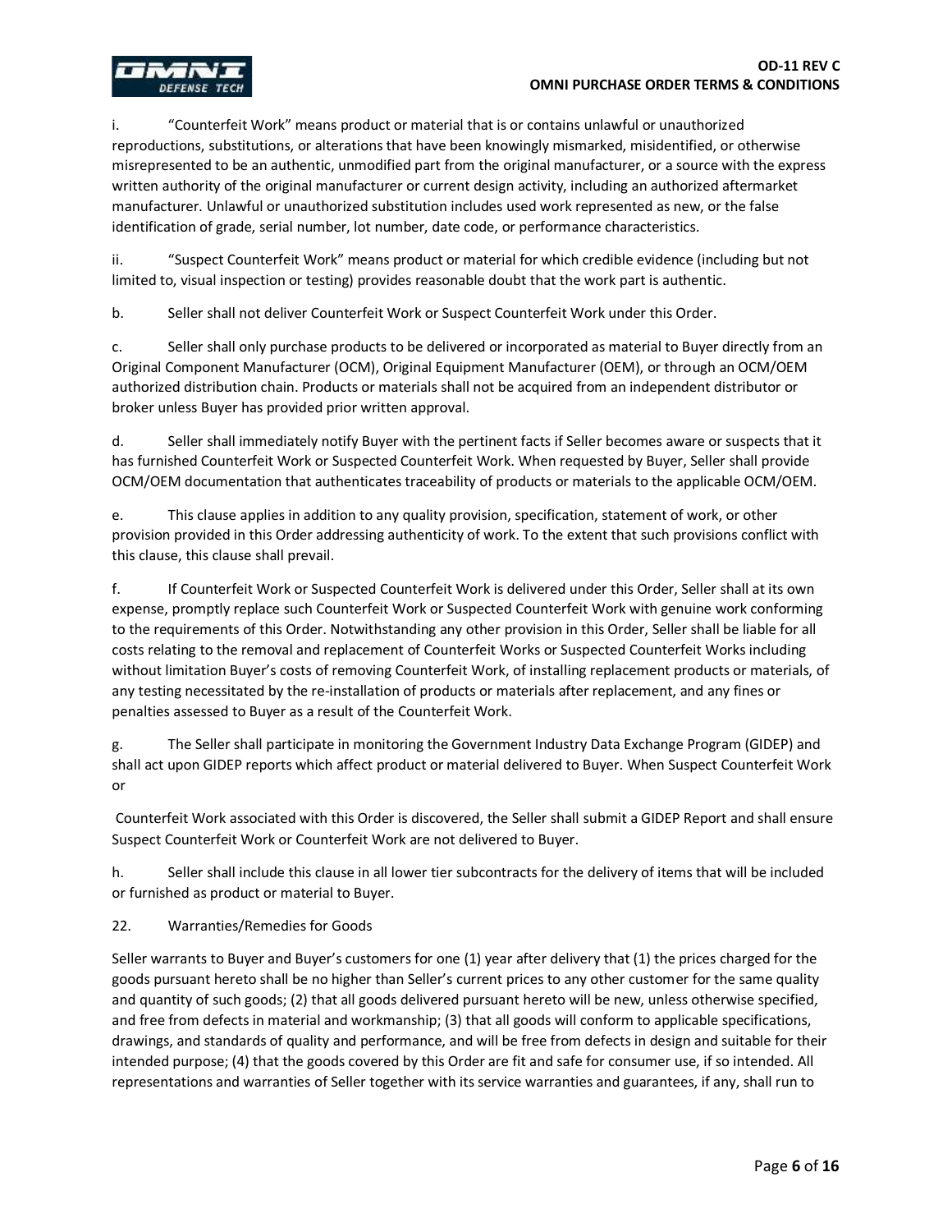i. “Counterfeit Work” means product or material that is or contains unlawful or unauthorized reproductions, substitutions, or alterations that have been knowingly mismarked, misidentified, or otherwise misrepresented to be an authentic, unmodified part from the original manufacturer, or a source with the express written authority of the original manufacturer or current design activity, including an authorized aftermarket manufacturer. Unlawful or unauthorized substitution includes used work represented as new, or the false identification of grade, serial number, lot number, date code, or performance characteristics.

ii. “Suspect Counterfeit Work” means product or material for which credible evidence (including but not limited to, visual inspection or testing) provides reasonable doubt that the work part is authentic.

b. Seller shall not deliver Counterfeit Work or Suspect Counterfeit Work under this Order.

c. Seller shall only purchase products to be delivered or incorporated as material to Buyer directly from an Original Component Manufacturer (OCM), Original Equipment Manufacturer (OEM), or through an OCM/OEM authorized distribution chain. Products or materials shall not be acquired from an independent distributor or broker unless Buyer has provided prior written approval.

d. Seller shall immediately notify Buyer with the pertinent facts if Seller becomes aware or suspects that it has furnished Counterfeit Work or Suspected Counterfeit Work. When requested by Buyer, Seller shall provide OCM/OEM documentation that authenticates traceability of products or materials to the applicable OCM/OEM.

e. This clause applies in addition to any quality provision, specification, statement of work, or other provision provided in this Order addressing authenticity of work. To the extent that such provisions conflict with this clause, this clause shall prevail.

f. If Counterfeit Work or Suspected Counterfeit Work is delivered under this Order, Seller shall at its own expense, promptly replace such Counterfeit Work or Suspected Counterfeit Work with genuine work conforming to the requirements of this Order. Notwithstanding any other provision in this Order, Seller shall be liable for all costs relating to the removal and replacement of Counterfeit Works or Suspected Counterfeit Works including without limitation Buyer’s costs of removing Counterfeit Work, of installing replacement products or materials, of any testing necessitated by the re-installation of products or materials after replacement, and any fines or penalties assessed to Buyer as a result of the Counterfeit Work.

g. The Seller shall participate in monitoring the Government Industry Data Exchange Program (GIDEP) and shall act upon GIDEP reports which affect product or material delivered to Buyer. When Suspect Counterfeit Work or Counterfeit Work associated with this Order is discovered, the Seller shall submit a GIDEP Report and shall ensure Suspect Counterfeit Work or Counterfeit Work are not delivered to Buyer.

h. Seller shall include this clause in all lower tier subcontracts for the delivery of items that will be included or furnished as product or material to Buyer.

22. Warranties/Remedies for Goods

Seller warrants to Buyer and Buyer’s customers for one (1) year after delivery that (1) the prices charged for the goods pursuant hereto shall be no higher than Seller’s current prices to any other customer for the same quality and quantity of such goods; (2) that all goods delivered pursuant hereto will be new, unless otherwise specified, and free from defects in material and workmanship; (3) that all goods will conform to applicable specifications, drawings, and standards of quality and performance, and will be free from defects in design and suitable for their intended purpose; (4) that the goods covered by this Order are fit and safe for consumer use, if so intended. All representations and warranties of Seller together with its service warranties and guarantees, if any, shall run to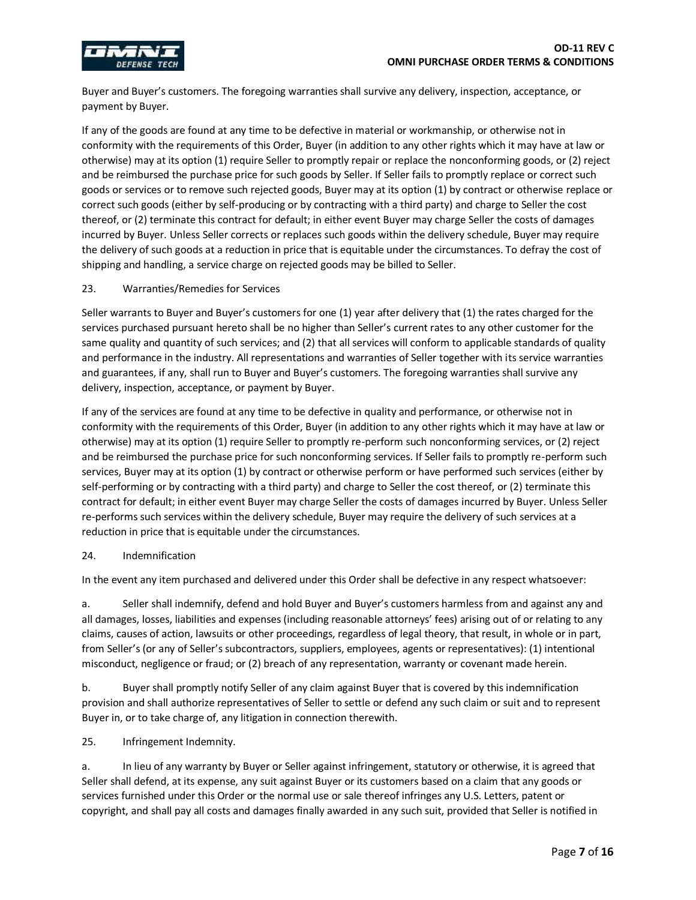Buyer and Buyer's customers. The foregoing warranties shall survive any delivery, inspection, acceptance, or payment by Buyer.

If any of the goods are found at any time to be defective in material or workmanship, or otherwise not in conformity with the requirements of this Order, Buyer (in addition to any other rights which it may have at law or otherwise) may at its option (1) require Seller to promptly repair or replace the nonconforming goods, or (2) reject and be reimbursed the purchase price for such goods by Seller. If Seller fails to promptly replace or correct such goods or services or to remove such rejected goods, Buyer may at its option (1) by contract or otherwise replace or correct such goods (either by self-producing or by contracting with a third party) and charge to Seller the cost thereof, or (2) terminate this contract for default; in either event Buyer may charge Seller the costs of damages incurred by Buyer. Unless Seller corrects or replaces such goods within the delivery schedule, Buyer may require the delivery of such goods at a reduction in price that is equitable under the circumstances. To defray the cost of shipping and handling, a service charge on rejected goods may be billed to Seller.

23. Warranties/Remedies for Services

Seller warrants to Buyer and Buyer's customers for one (1) year after delivery that (1) the rates charged for the services purchased pursuant hereto shall be no higher than Seller's current rates to any other customer for the same quality and quantity of such services; and (2) that all services will conform to applicable standards of quality and performance in the industry. All representations and warranties of Seller together with its service warranties and guarantees, if any, shall run to Buyer and Buyer's customers. The foregoing warranties shall survive any delivery, inspection, acceptance, or payment by Buyer.

If any of the services are found at any time to be defective in quality and performance, or otherwise not in conformity with the requirements of this Order, Buyer (in addition to any other rights which it may have at law or otherwise) may at its option (1) require Seller to promptly re-perform such nonconforming services, or (2) reject and be reimbursed the purchase price for such nonconforming services. If Seller fails to promptly re-perform such services, Buyer may at its option (1) by contract or otherwise perform or have performed such services (either by self-performing or by contracting with a third party) and charge to Seller the cost thereof, or (2) terminate this contract for default; in either event Buyer may charge Seller the costs of damages incurred by Buyer. Unless Seller re-performs such services within the delivery schedule, Buyer may require the delivery of such services at a reduction in price that is equitable under the circumstances.

24. Indemnification

In the event any item purchased and delivered under this Order shall be defective in any respect whatsoever:

a. Seller shall indemnify, defend and hold Buyer and Buyer's customers harmless from and against any and all damages, losses, liabilities and expenses (including reasonable attorneys' fees) arising out of or relating to any claims, causes of action, lawsuits or other proceedings, regardless of legal theory, that result, in whole or in part, from Seller's (or any of Seller's subcontractors, suppliers, employees, agents or representatives): (1) intentional misconduct, negligence or fraud; or (2) breach of any representation, warranty or covenant made herein.

b. Buyer shall promptly notify Seller of any claim against Buyer that is covered by this indemnification provision and shall authorize representatives of Seller to settle or defend any such claim or suit and to represent Buyer in, or to take charge of, any litigation in connection therewith.

25. Infringement Indemnity.

a. In lieu of any warranty by Buyer or Seller against infringement, statutory or otherwise, it is agreed that Seller shall defend, at its expense, any suit against Buyer or its customers based on a claim that any goods or services furnished under this Order or the normal use or sale thereof infringes any U.S. Letters, patent or copyright, and shall pay all costs and damages finally awarded in any such suit, provided that Seller is notified in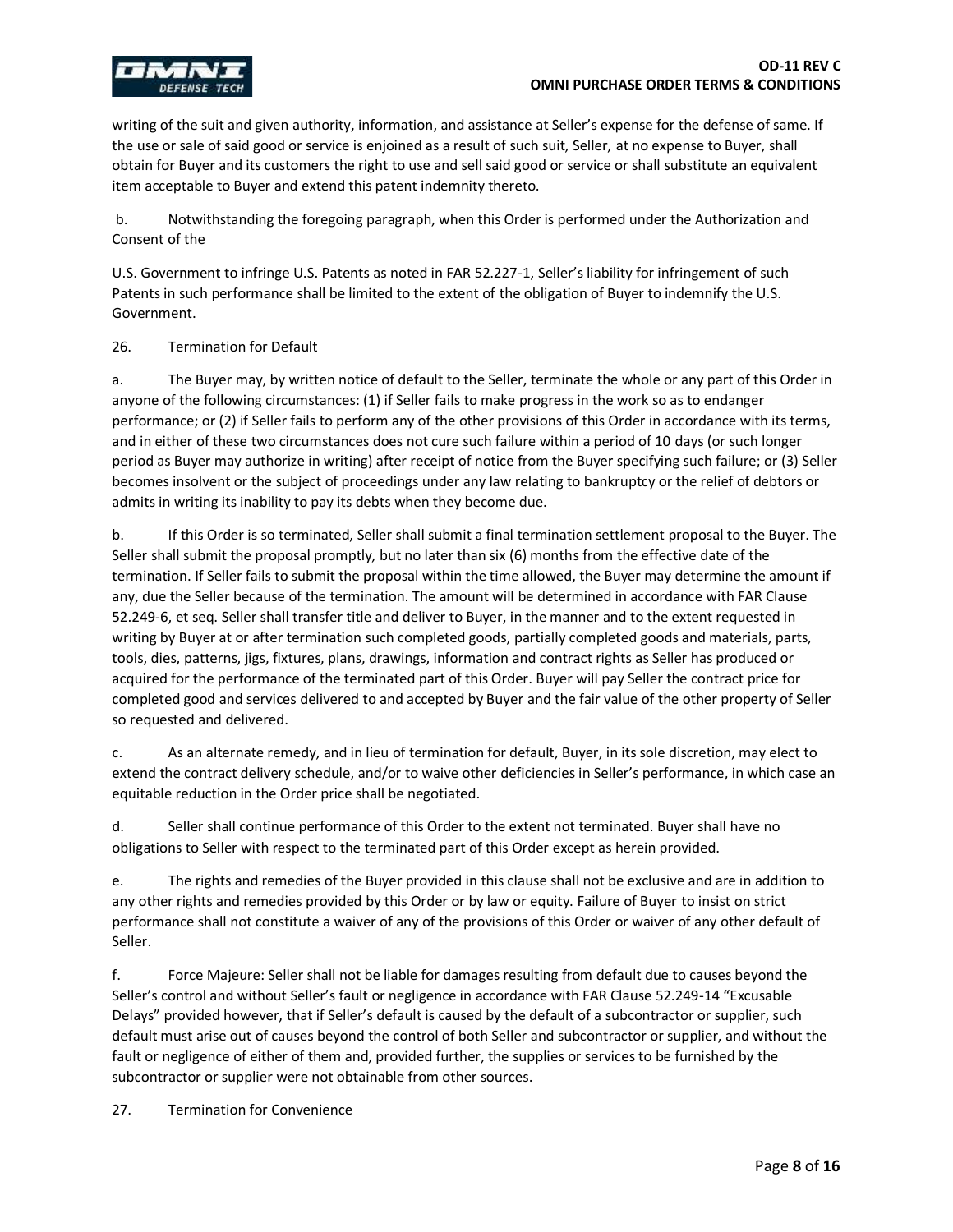writing of the suit and given authority, information, and assistance at Seller's expense for the defense of same. If the use or sale of said good or service is enjoined as a result of such suit, Seller, at no expense to Buyer, shall obtain for Buyer and its customers the right to use and sell said good or service or shall substitute an equivalent item acceptable to Buyer and extend this patent indemnity thereto.

b. Notwithstanding the foregoing paragraph, when this Order is performed under the Authorization and Consent of the

U.S. Government to infringe U.S. Patents as noted in FAR 52.227-1, Seller's liability for infringement of such Patents in such performance shall be limited to the extent of the obligation of Buyer to indemnify the U.S. Government.

26. Termination for Default

a. The Buyer may, by written notice of default to the Seller, terminate the whole or any part of this Order in anyone of the following circumstances: (1) if Seller fails to make progress in the work so as to endanger performance; or (2) if Seller fails to perform any of the other provisions of this Order in accordance with its terms, and in either of these two circumstances does not cure such failure within a period of 10 days (or such longer period as Buyer may authorize in writing) after receipt of notice from the Buyer specifying such failure; or (3) Seller becomes insolvent or the subject of proceedings under any law relating to bankruptcy or the relief of debtors or admits in writing its inability to pay its debts when they become due.

b. If this Order is so terminated, Seller shall submit a final termination settlement proposal to the Buyer. The Seller shall submit the proposal promptly, but no later than six (6) months from the effective date of the termination. If Seller fails to submit the proposal within the time allowed, the Buyer may determine the amount if any, due the Seller because of the termination. The amount will be determined in accordance with FAR Clause 52.249-6, et seq. Seller shall transfer title and deliver to Buyer, in the manner and to the extent requested in writing by Buyer at or after termination such completed goods, partially completed goods and materials, parts, tools, dies, patterns, jigs, fixtures, plans, drawings, information and contract rights as Seller has produced or acquired for the performance of the terminated part of this Order. Buyer will pay Seller the contract price for completed good and services delivered to and accepted by Buyer and the fair value of the other property of Seller so requested and delivered.

c. As an alternate remedy, and in lieu of termination for default, Buyer, in its sole discretion, may elect to extend the contract delivery schedule, and/or to waive other deficiencies in Seller's performance, in which case an equitable reduction in the Order price shall be negotiated.

d. Seller shall continue performance of this Order to the extent not terminated. Buyer shall have no obligations to Seller with respect to the terminated part of this Order except as herein provided.

e. The rights and remedies of the Buyer provided in this clause shall not be exclusive and are in addition to any other rights and remedies provided by this Order or by law or equity. Failure of Buyer to insist on strict performance shall not constitute a waiver of any of the provisions of this Order or waiver of any other default of Seller.

f. Force Majeure: Seller shall not be liable for damages resulting from default due to causes beyond the Seller's control and without Seller's fault or negligence in accordance with FAR Clause 52.249-14 "Excusable Delays" provided however, that if Seller's default is caused by the default of a subcontractor or supplier, such default must arise out of causes beyond the control of both Seller and subcontractor or supplier, and without the fault or negligence of either of them and, provided further, the supplies or services to be furnished by the subcontractor or supplier were not obtainable from other sources.

27. Termination for Convenience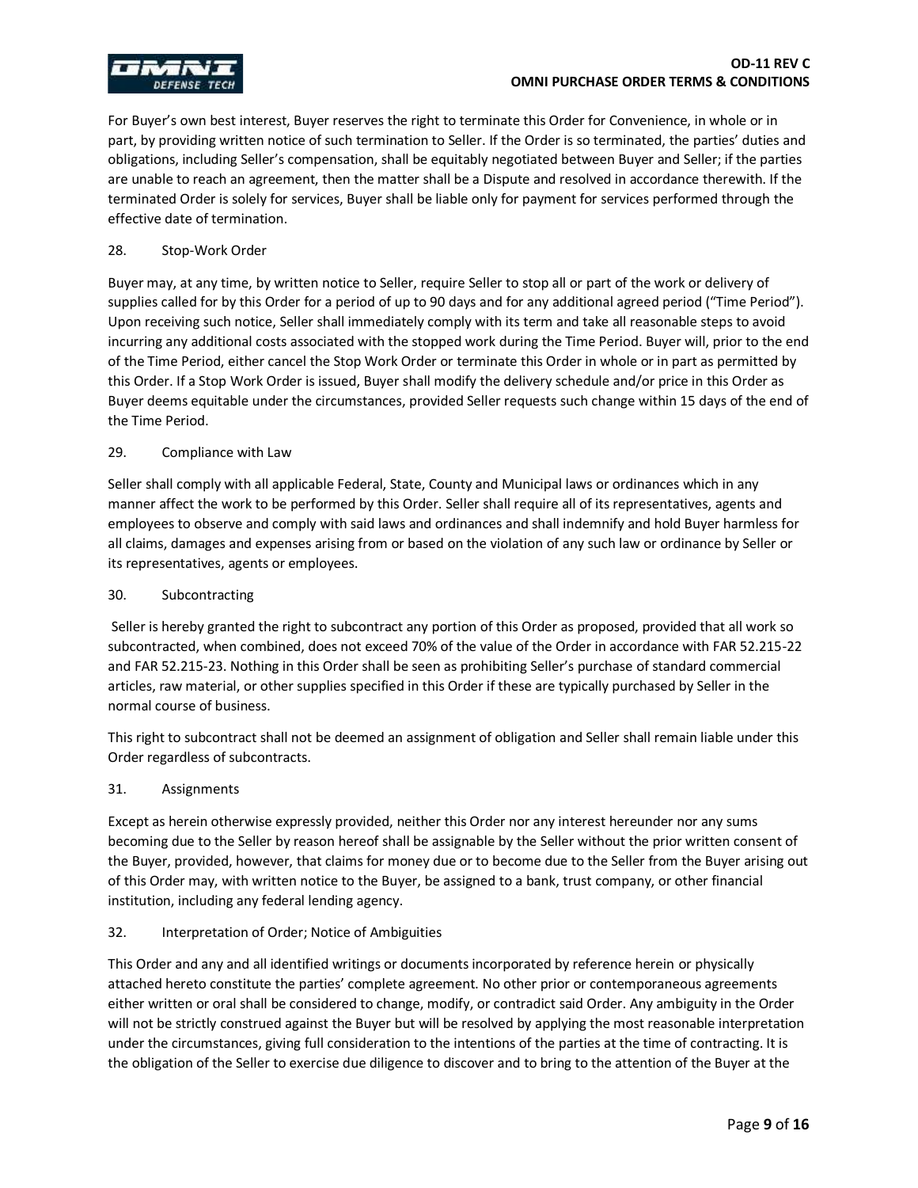For Buyer's own best interest, Buyer reserves the right to terminate this Order for Convenience, in whole or in part, by providing written notice of such termination to Seller. If the Order is so terminated, the parties' duties and obligations, including Seller's compensation, shall be equitably negotiated between Buyer and Seller; if the parties are unable to reach an agreement, then the matter shall be a Dispute and resolved in accordance therewith. If the terminated Order is solely for services, Buyer shall be liable only for payment for services performed through the effective date of termination.

## 28. Stop-Work Order

Buyer may, at any time, by written notice to Seller, require Seller to stop all or part of the work or delivery of supplies called for by this Order for a period of up to 90 days and for any additional agreed period ("Time Period"). Upon receiving such notice, Seller shall immediately comply with its term and take all reasonable steps to avoid incurring any additional costs associated with the stopped work during the Time Period. Buyer will, prior to the end of the Time Period, either cancel the Stop Work Order or terminate this Order in whole or in part as permitted by this Order. If a Stop Work Order is issued, Buyer shall modify the delivery schedule and/or price in this Order as Buyer deems equitable under the circumstances, provided Seller requests such change within 15 days of the end of the Time Period.

## 29. Compliance with Law

Seller shall comply with all applicable Federal, State, County and Municipal laws or ordinances which in any manner affect the work to be performed by this Order. Seller shall require all of its representatives, agents and employees to observe and comply with said laws and ordinances and shall indemnify and hold Buyer harmless for all claims, damages and expenses arising from or based on the violation of any such law or ordinance by Seller or its representatives, agents or employees.

## 30. Subcontracting

Seller is hereby granted the right to subcontract any portion of this Order as proposed, provided that all work so subcontracted, when combined, does not exceed 70% of the value of the Order in accordance with FAR 52.215-22 and FAR 52.215-23. Nothing in this Order shall be seen as prohibiting Seller's purchase of standard commercial articles, raw material, or other supplies specified in this Order if these are typically purchased by Seller in the normal course of business.

This right to subcontract shall not be deemed an assignment of obligation and Seller shall remain liable under this Order regardless of subcontracts.

## 31. Assignments

Except as herein otherwise expressly provided, neither this Order nor any interest hereunder nor any sums becoming due to the Seller by reason hereof shall be assignable by the Seller without the prior written consent of the Buyer, provided, however, that claims for money due or to become due to the Seller from the Buyer arising out of this Order may, with written notice to the Buyer, be assigned to a bank, trust company, or other financial institution, including any federal lending agency.

## 32. Interpretation of Order; Notice of Ambiguities

This Order and any and all identified writings or documents incorporated by reference herein or physically attached hereto constitute the parties' complete agreement. No other prior or contemporaneous agreements either written or oral shall be considered to change, modify, or contradict said Order. Any ambiguity in the Order will not be strictly construed against the Buyer but will be resolved by applying the most reasonable interpretation under the circumstances, giving full consideration to the intentions of the parties at the time of contracting. It is the obligation of the Seller to exercise due diligence to discover and to bring to the attention of the Buyer at the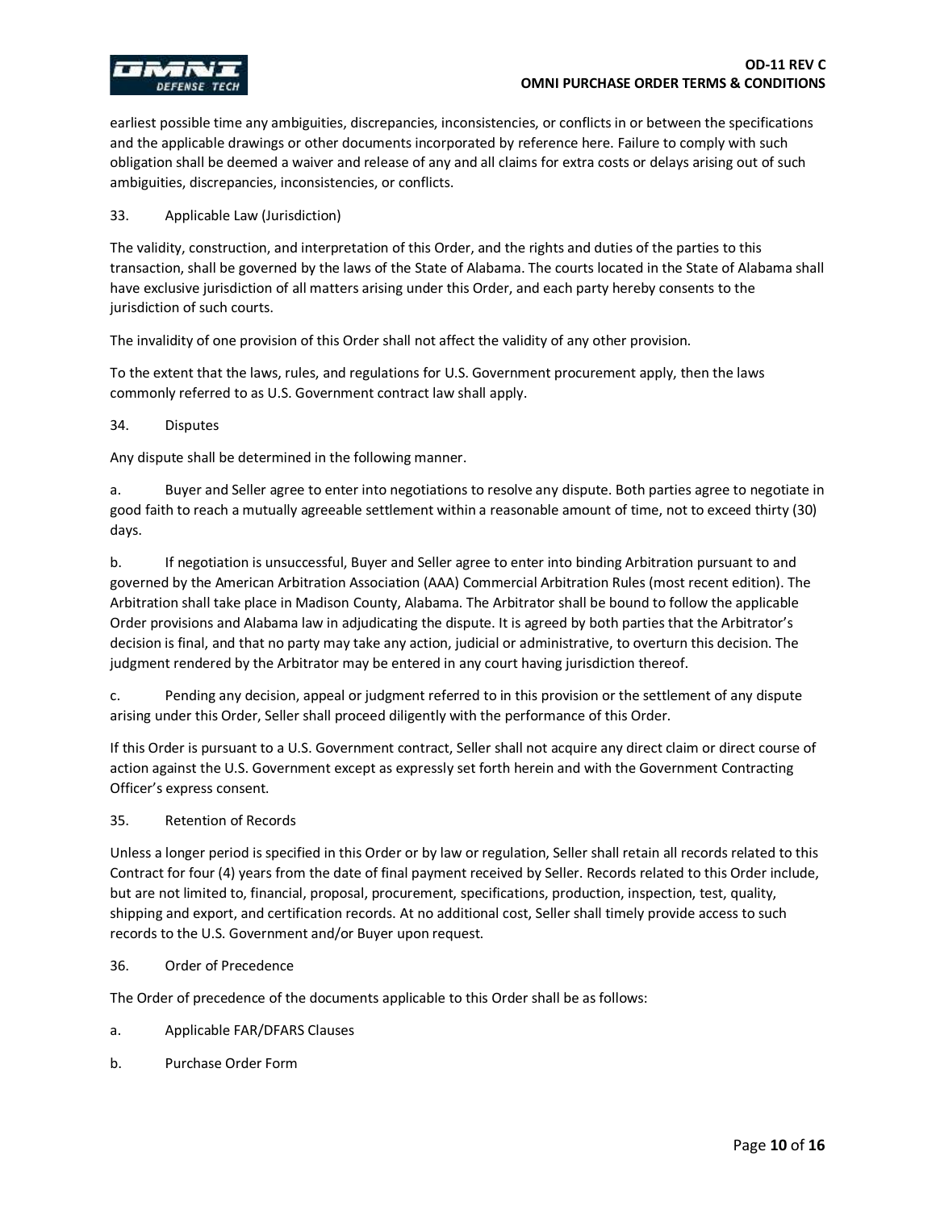earliest possible time any ambiguities, discrepancies, inconsistencies, or conflicts in or between the specifications and the applicable drawings or other documents incorporated by reference here. Failure to comply with such obligation shall be deemed a waiver and release of any and all claims for extra costs or delays arising out of such ambiguities, discrepancies, inconsistencies, or conflicts.

## 33. Applicable Law (Jurisdiction)

The validity, construction, and interpretation of this Order, and the rights and duties of the parties to this transaction, shall be governed by the laws of the State of Alabama. The courts located in the State of Alabama shall have exclusive jurisdiction of all matters arising under this Order, and each party hereby consents to the jurisdiction of such courts.

The invalidity of one provision of this Order shall not affect the validity of any other provision.

To the extent that the laws, rules, and regulations for U.S. Government procurement apply, then the laws commonly referred to as U.S. Government contract law shall apply.

## 34. Disputes

Any dispute shall be determined in the following manner.

a. Buyer and Seller agree to enter into negotiations to resolve any dispute. Both parties agree to negotiate in good faith to reach a mutually agreeable settlement within a reasonable amount of time, not to exceed thirty (30) days.

b. If negotiation is unsuccessful, Buyer and Seller agree to enter into binding Arbitration pursuant to and governed by the American Arbitration Association (AAA) Commercial Arbitration Rules (most recent edition). The Arbitration shall take place in Madison County, Alabama. The Arbitrator shall be bound to follow the applicable Order provisions and Alabama law in adjudicating the dispute. It is agreed by both parties that the Arbitrator's decision is final, and that no party may take any action, judicial or administrative, to overturn this decision. The judgment rendered by the Arbitrator may be entered in any court having jurisdiction thereof.

c. Pending any decision, appeal or judgment referred to in this provision or the settlement of any dispute arising under this Order, Seller shall proceed diligently with the performance of this Order.

If this Order is pursuant to a U.S. Government contract, Seller shall not acquire any direct claim or direct course of action against the U.S. Government except as expressly set forth herein and with the Government Contracting Officer's express consent.

## 35. Retention of Records

Unless a longer period is specified in this Order or by law or regulation, Seller shall retain all records related to this Contract for four (4) years from the date of final payment received by Seller. Records related to this Order include, but are not limited to, financial, proposal, procurement, specifications, production, inspection, test, quality, shipping and export, and certification records. At no additional cost, Seller shall timely provide access to such records to the U.S. Government and/or Buyer upon request.

## 36. Order of Precedence

The Order of precedence of the documents applicable to this Order shall be as follows:

a. Applicable FAR/DFARS Clauses

b. Purchase Order Form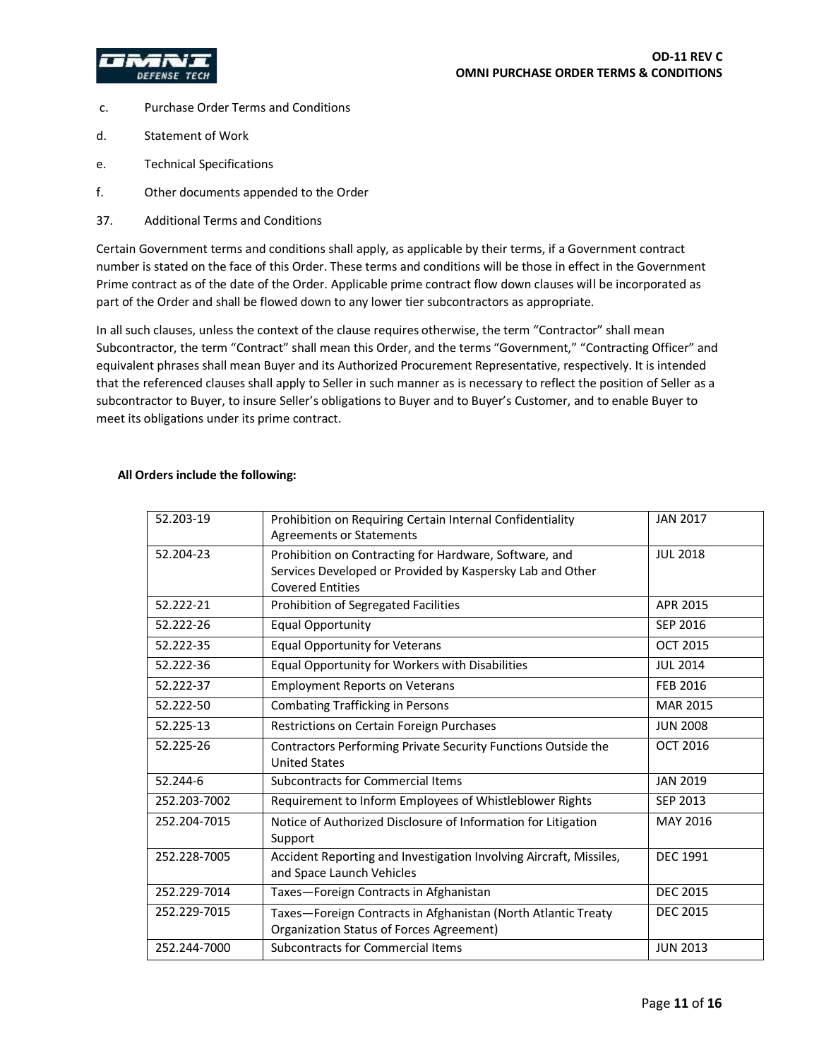c. Purchase Order Terms and Conditions

d. Statement of Work

e. Technical Specifications

f. Other documents appended to the Order

37. Additional Terms and Conditions

Certain Government terms and conditions shall apply, as applicable by their terms, if a Government contract number is stated on the face of this Order. These terms and conditions will be those in effect in the Government Prime contract as of the date of the Order. Applicable prime contract flow down clauses will be incorporated as part of the Order and shall be flowed down to any lower tier subcontractors as appropriate.

In all such clauses, unless the context of the clause requires otherwise, the term "Contractor" shall mean Subcontractor, the term "Contract" shall mean this Order, and the terms "Government," "Contracting Officer" and equivalent phrases shall mean Buyer and its Authorized Procurement Representative, respectively. It is intended that the referenced clauses shall apply to Seller in such manner as is necessary to reflect the position of Seller as a subcontractor to Buyer, to insure Seller's obligations to Buyer and to Buyer's Customer, and to enable Buyer to meet its obligations under its prime contract.

**All Orders include the following:**

| | | |
|---|---|---|
| 52.203-19 | Prohibition on Requiring Certain Internal Confidentiality Agreements or Statements | JAN 2017 |
| 52.204-23 | Prohibition on Contracting for Hardware, Software, and Services Developed or Provided by Kaspersky Lab and Other Covered Entities | JUL 2018 |
| 52.222-21 | Prohibition of Segregated Facilities | APR 2015 |
| 52.222-26 | Equal Opportunity | SEP 2016 |
| 52.222-35 | Equal Opportunity for Veterans | OCT 2015 |
| 52.222-36 | Equal Opportunity for Workers with Disabilities | JUL 2014 |
| 52.222-37 | Employment Reports on Veterans | FEB 2016 |
| 52.222-50 | Combating Trafficking in Persons | MAR 2015 |
| 52.225-13 | Restrictions on Certain Foreign Purchases | JUN 2008 |
| 52.225-26 | Contractors Performing Private Security Functions Outside the United States | OCT 2016 |
| 52.244-6 | Subcontracts for Commercial Items | JAN 2019 |
| 252.203-7002 | Requirement to Inform Employees of Whistleblower Rights | SEP 2013 |
| 252.204-7015 | Notice of Authorized Disclosure of Information for Litigation Support | MAY 2016 |
| 252.228-7005 | Accident Reporting and Investigation Involving Aircraft, Missiles, and Space Launch Vehicles | DEC 1991 |
| 252.229-7014 | Taxes—Foreign Contracts in Afghanistan | DEC 2015 |
| 252.229-7015 | Taxes—Foreign Contracts in Afghanistan (North Atlantic Treaty Organization Status of Forces Agreement) | DEC 2015 |
| 252.244-7000 | Subcontracts for Commercial Items | JUN 2013 |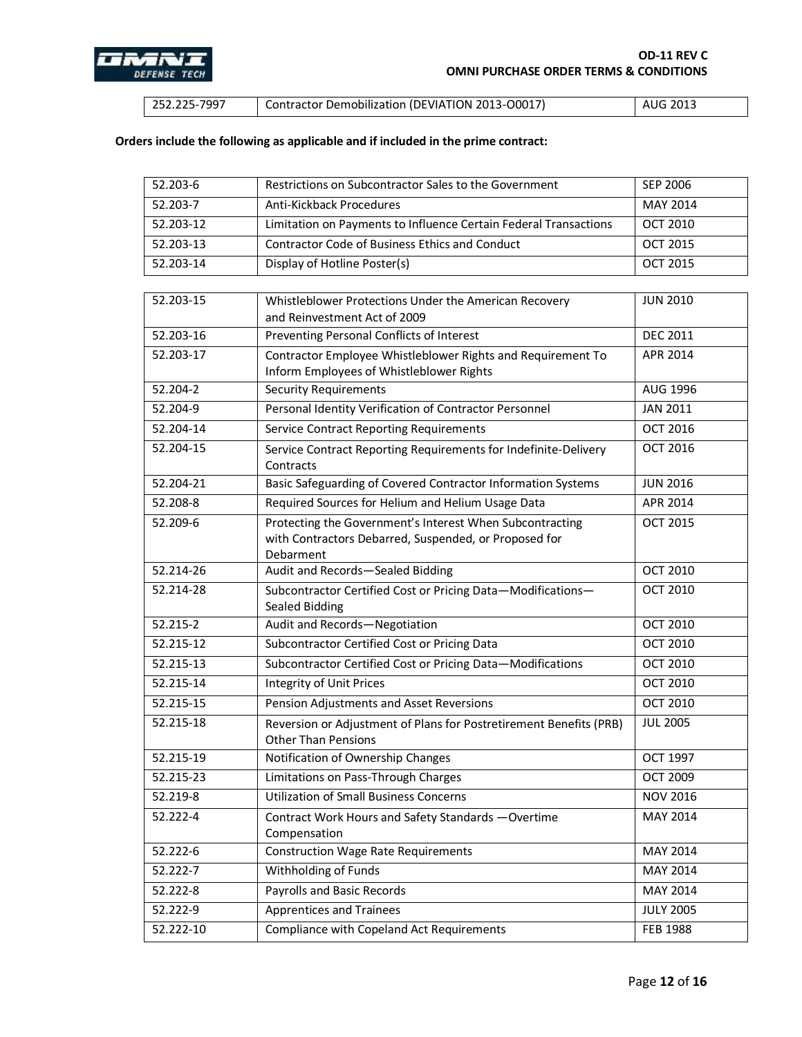| | | |
|---|---|---|
| 252.225-7997 | Contractor Demobilization (DEVIATION 2013-O0017) | AUG 2013 |

**Orders include the following as applicable and if included in the prime contract:**

| | | |
|---|---|---|
| 52.203-6 | Restrictions on Subcontractor Sales to the Government | SEP 2006 |
| 52.203-7 | Anti-Kickback Procedures | MAY 2014 |
| 52.203-12 | Limitation on Payments to Influence Certain Federal Transactions | OCT 2010 |
| 52.203-13 | Contractor Code of Business Ethics and Conduct | OCT 2015 |
| 52.203-14 | Display of Hotline Poster(s) | OCT 2015 |

| | | |
|---|---|---|
| 52.203-15 | Whistleblower Protections Under the American Recovery and Reinvestment Act of 2009 | JUN 2010 |
| 52.203-16 | Preventing Personal Conflicts of Interest | DEC 2011 |
| 52.203-17 | Contractor Employee Whistleblower Rights and Requirement To Inform Employees of Whistleblower Rights | APR 2014 |
| 52.204-2 | Security Requirements | AUG 1996 |
| 52.204-9 | Personal Identity Verification of Contractor Personnel | JAN 2011 |
| 52.204-14 | Service Contract Reporting Requirements | OCT 2016 |
| 52.204-15 | Service Contract Reporting Requirements for Indefinite-Delivery Contracts | OCT 2016 |
| 52.204-21 | Basic Safeguarding of Covered Contractor Information Systems | JUN 2016 |
| 52.208-8 | Required Sources for Helium and Helium Usage Data | APR 2014 |
| 52.209-6 | Protecting the Government's Interest When Subcontracting with Contractors Debarred, Suspended, or Proposed for Debarment | OCT 2015 |
| 52.214-26 | Audit and Records—Sealed Bidding | OCT 2010 |
| 52.214-28 | Subcontractor Certified Cost or Pricing Data—Modifications—Sealed Bidding | OCT 2010 |
| 52.215-2 | Audit and Records—Negotiation | OCT 2010 |
| 52.215-12 | Subcontractor Certified Cost or Pricing Data | OCT 2010 |
| 52.215-13 | Subcontractor Certified Cost or Pricing Data—Modifications | OCT 2010 |
| 52.215-14 | Integrity of Unit Prices | OCT 2010 |
| 52.215-15 | Pension Adjustments and Asset Reversions | OCT 2010 |
| 52.215-18 | Reversion or Adjustment of Plans for Postretirement Benefits (PRB) Other Than Pensions | JUL 2005 |
| 52.215-19 | Notification of Ownership Changes | OCT 1997 |
| 52.215-23 | Limitations on Pass-Through Charges | OCT 2009 |
| 52.219-8 | Utilization of Small Business Concerns | NOV 2016 |
| 52.222-4 | Contract Work Hours and Safety Standards —Overtime Compensation | MAY 2014 |
| 52.222-6 | Construction Wage Rate Requirements | MAY 2014 |
| 52.222-7 | Withholding of Funds | MAY 2014 |
| 52.222-8 | Payrolls and Basic Records | MAY 2014 |
| 52.222-9 | Apprentices and Trainees | JULY 2005 |
| 52.222-10 | Compliance with Copeland Act Requirements | FEB 1988 |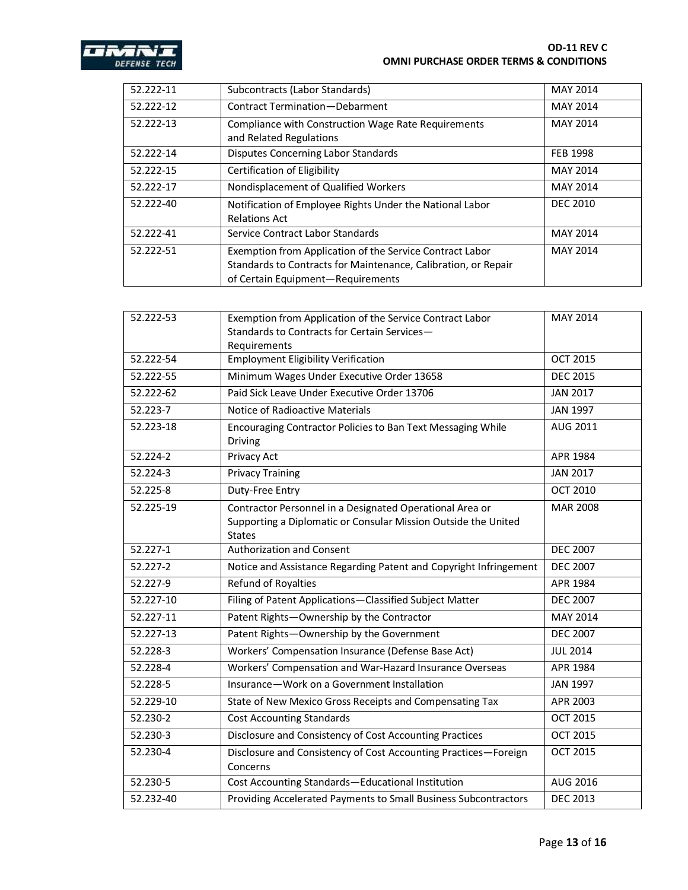| | | |
|---|---|---|
| 52.222-11 | Subcontracts (Labor Standards) | MAY 2014 |
| 52.222-12 | Contract Termination—Debarment | MAY 2014 |
| 52.222-13 | Compliance with Construction Wage Rate Requirements and Related Regulations | MAY 2014 |
| 52.222-14 | Disputes Concerning Labor Standards | FEB 1998 |
| 52.222-15 | Certification of Eligibility | MAY 2014 |
| 52.222-17 | Nondisplacement of Qualified Workers | MAY 2014 |
| 52.222-40 | Notification of Employee Rights Under the National Labor Relations Act | DEC 2010 |
| 52.222-41 | Service Contract Labor Standards | MAY 2014 |
| 52.222-51 | Exemption from Application of the Service Contract Labor Standards to Contracts for Maintenance, Calibration, or Repair of Certain Equipment—Requirements | MAY 2014 |
| 52.222-53 | Exemption from Application of the Service Contract Labor Standards to Contracts for Certain Services—Requirements | MAY 2014 |
| 52.222-54 | Employment Eligibility Verification | OCT 2015 |
| 52.222-55 | Minimum Wages Under Executive Order 13658 | DEC 2015 |
| 52.222-62 | Paid Sick Leave Under Executive Order 13706 | JAN 2017 |
| 52.223-7 | Notice of Radioactive Materials | JAN 1997 |
| 52.223-18 | Encouraging Contractor Policies to Ban Text Messaging While Driving | AUG 2011 |
| 52.224-2 | Privacy Act | APR 1984 |
| 52.224-3 | Privacy Training | JAN 2017 |
| 52.225-8 | Duty-Free Entry | OCT 2010 |
| 52.225-19 | Contractor Personnel in a Designated Operational Area or Supporting a Diplomatic or Consular Mission Outside the United States | MAR 2008 |
| 52.227-1 | Authorization and Consent | DEC 2007 |
| 52.227-2 | Notice and Assistance Regarding Patent and Copyright Infringement | DEC 2007 |
| 52.227-9 | Refund of Royalties | APR 1984 |
| 52.227-10 | Filing of Patent Applications—Classified Subject Matter | DEC 2007 |
| 52.227-11 | Patent Rights—Ownership by the Contractor | MAY 2014 |
| 52.227-13 | Patent Rights—Ownership by the Government | DEC 2007 |
| 52.228-3 | Workers' Compensation Insurance (Defense Base Act) | JUL 2014 |
| 52.228-4 | Workers' Compensation and War-Hazard Insurance Overseas | APR 1984 |
| 52.228-5 | Insurance—Work on a Government Installation | JAN 1997 |
| 52.229-10 | State of New Mexico Gross Receipts and Compensating Tax | APR 2003 |
| 52.230-2 | Cost Accounting Standards | OCT 2015 |
| 52.230-3 | Disclosure and Consistency of Cost Accounting Practices | OCT 2015 |
| 52.230-4 | Disclosure and Consistency of Cost Accounting Practices—Foreign Concerns | OCT 2015 |
| 52.230-5 | Cost Accounting Standards—Educational Institution | AUG 2016 |
| 52.232-40 | Providing Accelerated Payments to Small Business Subcontractors | DEC 2013 |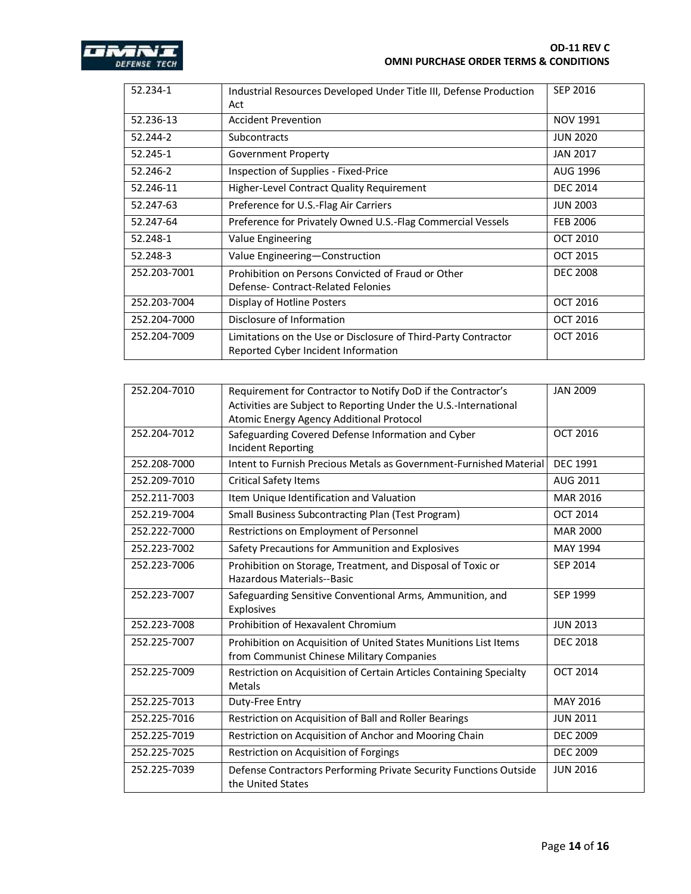| | | |
|---|---|---|
| 52.234-1 | Industrial Resources Developed Under Title III, Defense Production Act | SEP 2016 |
| 52.236-13 | Accident Prevention | NOV 1991 |
| 52.244-2 | Subcontracts | JUN 2020 |
| 52.245-1 | Government Property | JAN 2017 |
| 52.246-2 | Inspection of Supplies - Fixed-Price | AUG 1996 |
| 52.246-11 | Higher-Level Contract Quality Requirement | DEC 2014 |
| 52.247-63 | Preference for U.S.-Flag Air Carriers | JUN 2003 |
| 52.247-64 | Preference for Privately Owned U.S.-Flag Commercial Vessels | FEB 2006 |
| 52.248-1 | Value Engineering | OCT 2010 |
| 52.248-3 | Value Engineering—Construction | OCT 2015 |
| 252.203-7001 | Prohibition on Persons Convicted of Fraud or Other Defense- Contract-Related Felonies | DEC 2008 |
| 252.203-7004 | Display of Hotline Posters | OCT 2016 |
| 252.204-7000 | Disclosure of Information | OCT 2016 |
| 252.204-7009 | Limitations on the Use or Disclosure of Third-Party Contractor Reported Cyber Incident Information | OCT 2016 |

| | | |
|---|---|---|
| 252.204-7010 | Requirement for Contractor to Notify DoD if the Contractor's Activities are Subject to Reporting Under the U.S.-International Atomic Energy Agency Additional Protocol | JAN 2009 |
| 252.204-7012 | Safeguarding Covered Defense Information and Cyber Incident Reporting | OCT 2016 |
| 252.208-7000 | Intent to Furnish Precious Metals as Government-Furnished Material | DEC 1991 |
| 252.209-7010 | Critical Safety Items | AUG 2011 |
| 252.211-7003 | Item Unique Identification and Valuation | MAR 2016 |
| 252.219-7004 | Small Business Subcontracting Plan (Test Program) | OCT 2014 |
| 252.222-7000 | Restrictions on Employment of Personnel | MAR 2000 |
| 252.223-7002 | Safety Precautions for Ammunition and Explosives | MAY 1994 |
| 252.223-7006 | Prohibition on Storage, Treatment, and Disposal of Toxic or Hazardous Materials--Basic | SEP 2014 |
| 252.223-7007 | Safeguarding Sensitive Conventional Arms, Ammunition, and Explosives | SEP 1999 |
| 252.223-7008 | Prohibition of Hexavalent Chromium | JUN 2013 |
| 252.225-7007 | Prohibition on Acquisition of United States Munitions List Items from Communist Chinese Military Companies | DEC 2018 |
| 252.225-7009 | Restriction on Acquisition of Certain Articles Containing Specialty Metals | OCT 2014 |
| 252.225-7013 | Duty-Free Entry | MAY 2016 |
| 252.225-7016 | Restriction on Acquisition of Ball and Roller Bearings | JUN 2011 |
| 252.225-7019 | Restriction on Acquisition of Anchor and Mooring Chain | DEC 2009 |
| 252.225-7025 | Restriction on Acquisition of Forgings | DEC 2009 |
| 252.225-7039 | Defense Contractors Performing Private Security Functions Outside the United States | JUN 2016 |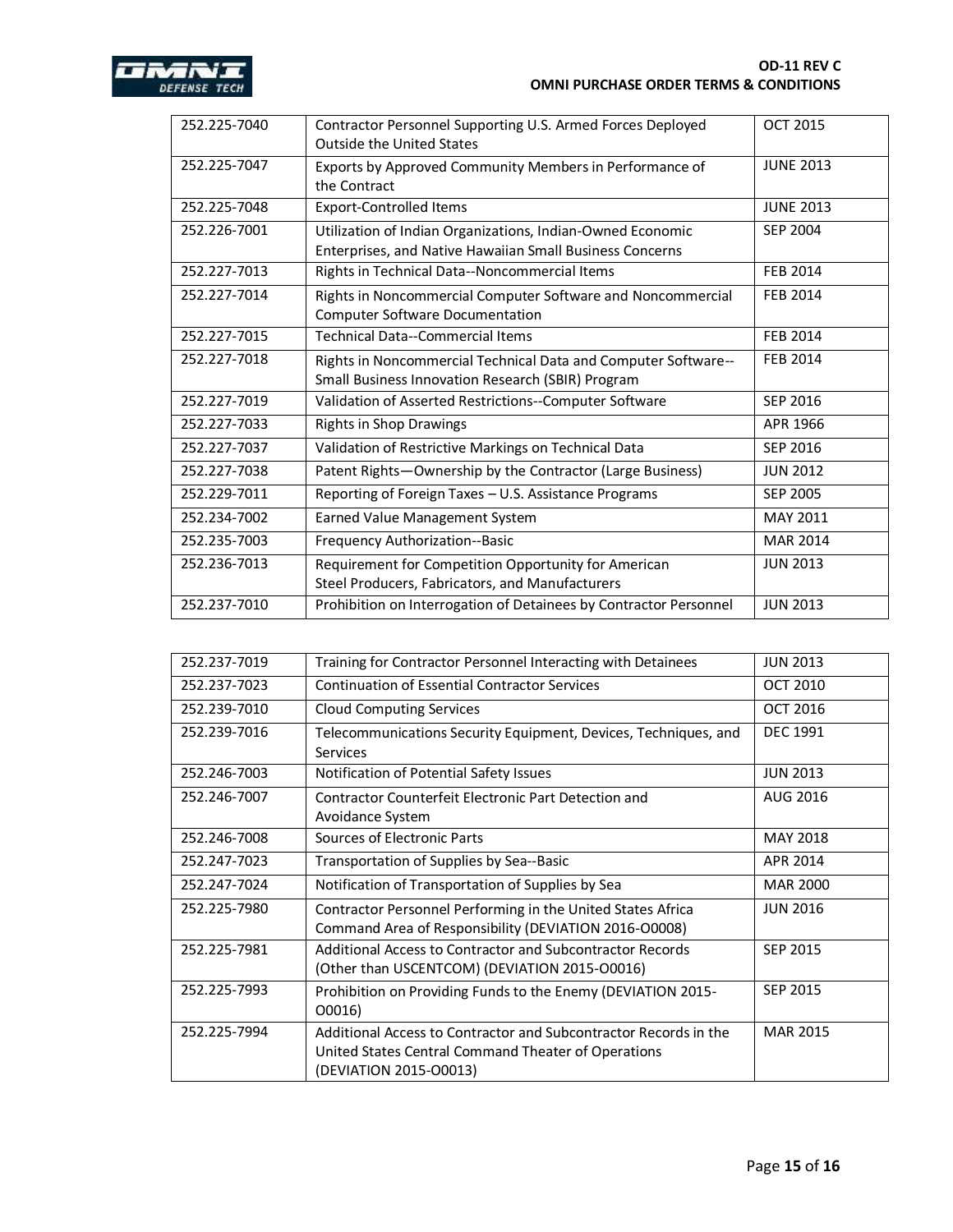| | | |
|---|---|---|
| 252.225-7040 | Contractor Personnel Supporting U.S. Armed Forces Deployed Outside the United States | OCT 2015 |
| 252.225-7047 | Exports by Approved Community Members in Performance of the Contract | JUNE 2013 |
| 252.225-7048 | Export-Controlled Items | JUNE 2013 |
| 252.226-7001 | Utilization of Indian Organizations, Indian-Owned Economic Enterprises, and Native Hawaiian Small Business Concerns | SEP 2004 |
| 252.227-7013 | Rights in Technical Data--Noncommercial Items | FEB 2014 |
| 252.227-7014 | Rights in Noncommercial Computer Software and Noncommercial Computer Software Documentation | FEB 2014 |
| 252.227-7015 | Technical Data--Commercial Items | FEB 2014 |
| 252.227-7018 | Rights in Noncommercial Technical Data and Computer Software--Small Business Innovation Research (SBIR) Program | FEB 2014 |
| 252.227-7019 | Validation of Asserted Restrictions--Computer Software | SEP 2016 |
| 252.227-7033 | Rights in Shop Drawings | APR 1966 |
| 252.227-7037 | Validation of Restrictive Markings on Technical Data | SEP 2016 |
| 252.227-7038 | Patent Rights—Ownership by the Contractor (Large Business) | JUN 2012 |
| 252.229-7011 | Reporting of Foreign Taxes – U.S. Assistance Programs | SEP 2005 |
| 252.234-7002 | Earned Value Management System | MAY 2011 |
| 252.235-7003 | Frequency Authorization--Basic | MAR 2014 |
| 252.236-7013 | Requirement for Competition Opportunity for American Steel Producers, Fabricators, and Manufacturers | JUN 2013 |
| 252.237-7010 | Prohibition on Interrogation of Detainees by Contractor Personnel | JUN 2013 |
| 252.237-7019 | Training for Contractor Personnel Interacting with Detainees | JUN 2013 |
| 252.237-7023 | Continuation of Essential Contractor Services | OCT 2010 |
| 252.239-7010 | Cloud Computing Services | OCT 2016 |
| 252.239-7016 | Telecommunications Security Equipment, Devices, Techniques, and Services | DEC 1991 |
| 252.246-7003 | Notification of Potential Safety Issues | JUN 2013 |
| 252.246-7007 | Contractor Counterfeit Electronic Part Detection and Avoidance System | AUG 2016 |
| 252.246-7008 | Sources of Electronic Parts | MAY 2018 |
| 252.247-7023 | Transportation of Supplies by Sea--Basic | APR 2014 |
| 252.247-7024 | Notification of Transportation of Supplies by Sea | MAR 2000 |
| 252.225-7980 | Contractor Personnel Performing in the United States Africa Command Area of Responsibility (DEVIATION 2016-O0008) | JUN 2016 |
| 252.225-7981 | Additional Access to Contractor and Subcontractor Records (Other than USCENTCOM) (DEVIATION 2015-O0016) | SEP 2015 |
| 252.225-7993 | Prohibition on Providing Funds to the Enemy (DEVIATION 2015-O0016) | SEP 2015 |
| 252.225-7994 | Additional Access to Contractor and Subcontractor Records in the United States Central Command Theater of Operations (DEVIATION 2015-O0013) | MAR 2015 |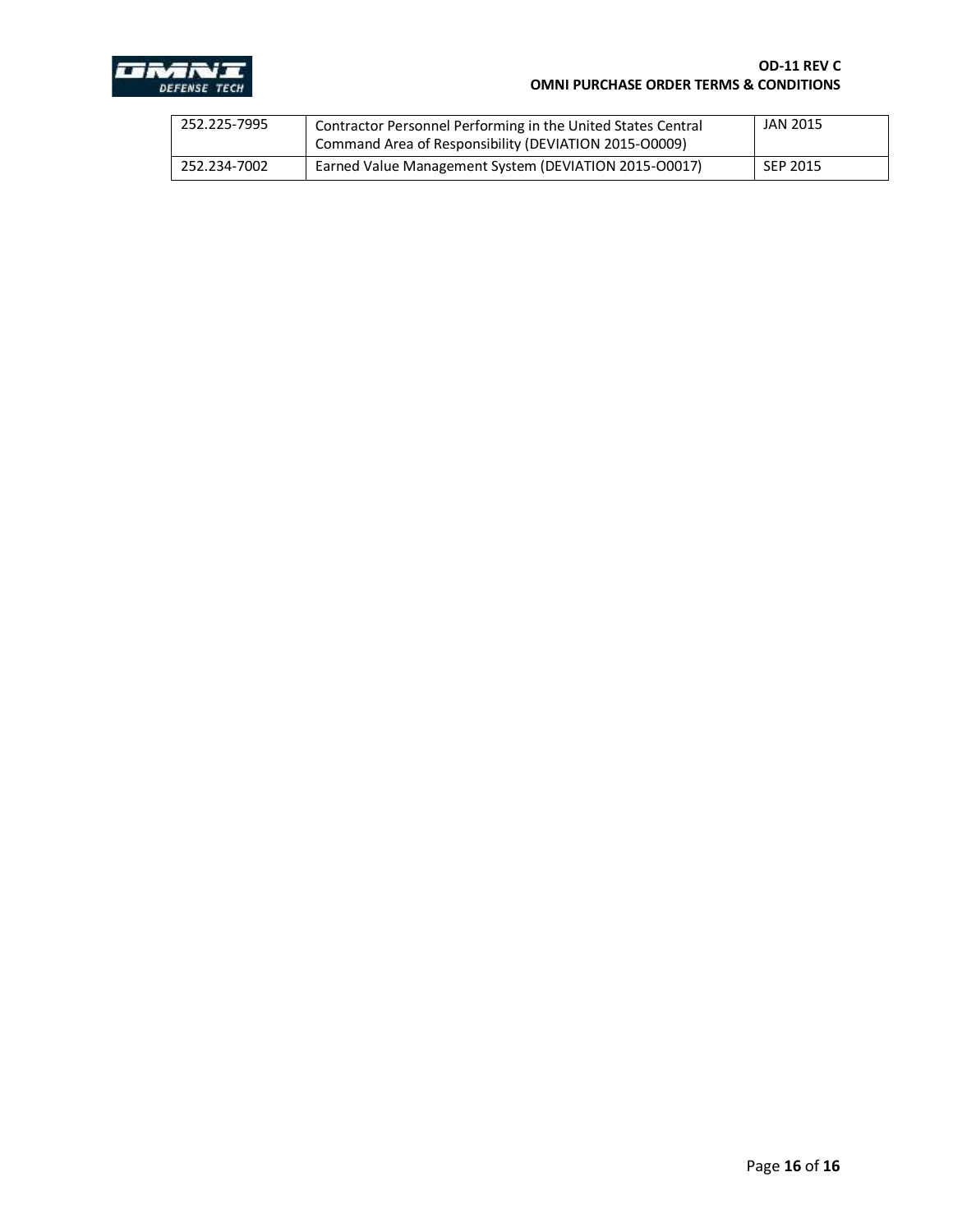| | | |
|---|---|---|
| 252.225-7995 | Contractor Personnel Performing in the United States Central Command Area of Responsibility (DEVIATION 2015-O0009) | JAN 2015 |
| 252.234-7002 | Earned Value Management System (DEVIATION 2015-O0017) | SEP 2015 |